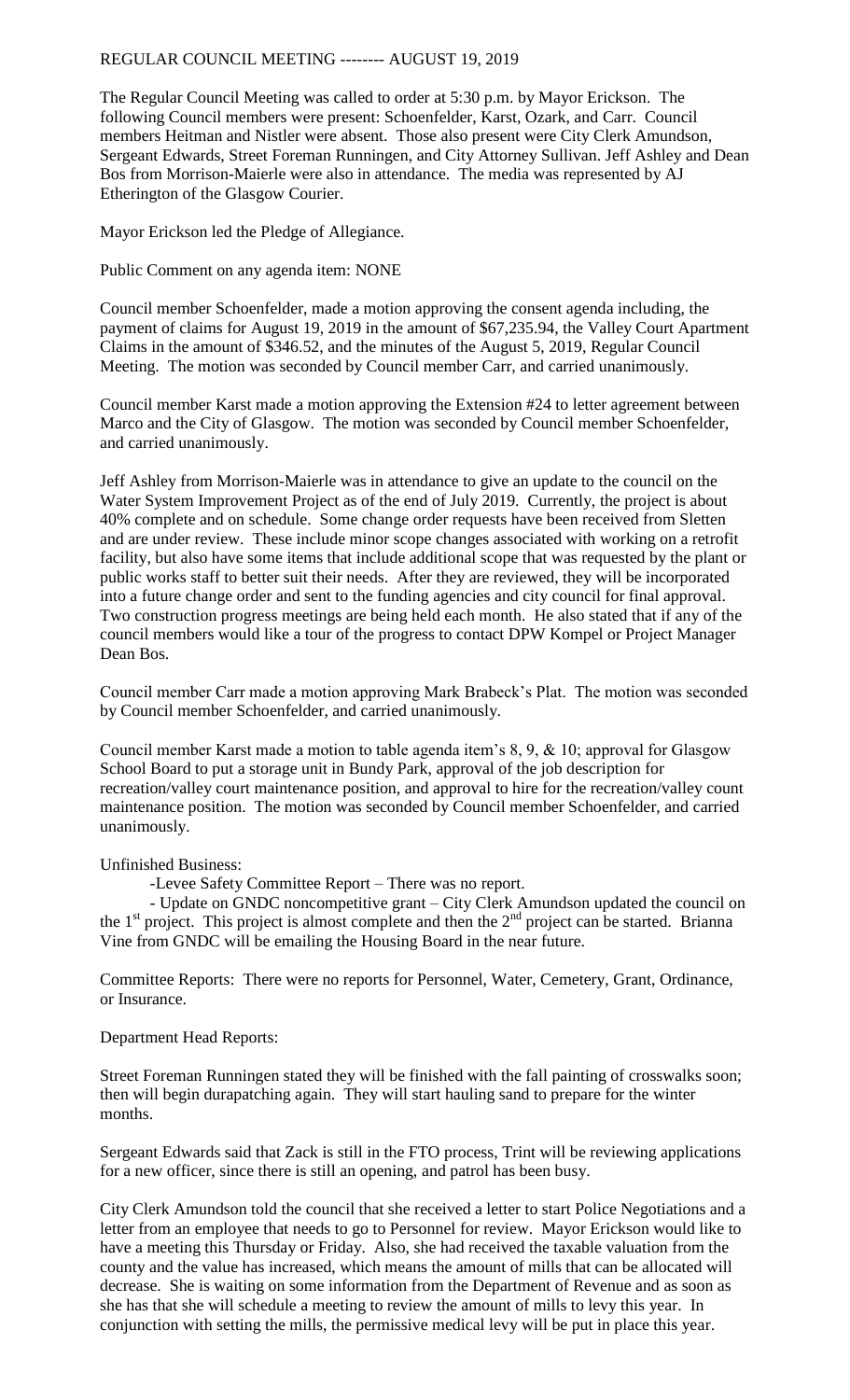REGULAR COUNCIL MEETING -------- AUGUST 19, 2019

The Regular Council Meeting was called to order at 5:30 p.m. by Mayor Erickson. The following Council members were present: Schoenfelder, Karst, Ozark, and Carr. Council members Heitman and Nistler were absent. Those also present were City Clerk Amundson, Sergeant Edwards, Street Foreman Runningen, and City Attorney Sullivan. Jeff Ashley and Dean Bos from Morrison-Maierle were also in attendance. The media was represented by AJ Etherington of the Glasgow Courier.

Mayor Erickson led the Pledge of Allegiance.

Public Comment on any agenda item: NONE

Council member Schoenfelder, made a motion approving the consent agenda including, the payment of claims for August 19, 2019 in the amount of $67,235.94, the Valley Court Apartment Claims in the amount of $346.52, and the minutes of the August 5, 2019, Regular Council Meeting. The motion was seconded by Council member Carr, and carried unanimously.

Council member Karst made a motion approving the Extension #24 to letter agreement between Marco and the City of Glasgow. The motion was seconded by Council member Schoenfelder, and carried unanimously.

Jeff Ashley from Morrison-Maierle was in attendance to give an update to the council on the Water System Improvement Project as of the end of July 2019. Currently, the project is about 40% complete and on schedule. Some change order requests have been received from Sletten and are under review. These include minor scope changes associated with working on a retrofit facility, but also have some items that include additional scope that was requested by the plant or public works staff to better suit their needs. After they are reviewed, they will be incorporated into a future change order and sent to the funding agencies and city council for final approval. Two construction progress meetings are being held each month. He also stated that if any of the council members would like a tour of the progress to contact DPW Kompel or Project Manager Dean Bos.

Council member Carr made a motion approving Mark Brabeck's Plat. The motion was seconded by Council member Schoenfelder, and carried unanimously.

Council member Karst made a motion to table agenda item's 8, 9, & 10; approval for Glasgow School Board to put a storage unit in Bundy Park, approval of the job description for recreation/valley court maintenance position, and approval to hire for the recreation/valley count maintenance position. The motion was seconded by Council member Schoenfelder, and carried unanimously.

Unfinished Business:

-Levee Safety Committee Report – There was no report.

- Update on GNDC noncompetitive grant – City Clerk Amundson updated the council on the 1st project. This project is almost complete and then the 2nd project can be started. Brianna Vine from GNDC will be emailing the Housing Board in the near future.

Committee Reports: There were no reports for Personnel, Water, Cemetery, Grant, Ordinance, or Insurance.

Department Head Reports:

Street Foreman Runningen stated they will be finished with the fall painting of crosswalks soon; then will begin durapatching again. They will start hauling sand to prepare for the winter months.

Sergeant Edwards said that Zack is still in the FTO process, Trint will be reviewing applications for a new officer, since there is still an opening, and patrol has been busy.

City Clerk Amundson told the council that she received a letter to start Police Negotiations and a letter from an employee that needs to go to Personnel for review. Mayor Erickson would like to have a meeting this Thursday or Friday. Also, she had received the taxable valuation from the county and the value has increased, which means the amount of mills that can be allocated will decrease. She is waiting on some information from the Department of Revenue and as soon as she has that she will schedule a meeting to review the amount of mills to levy this year. In conjunction with setting the mills, the permissive medical levy will be put in place this year.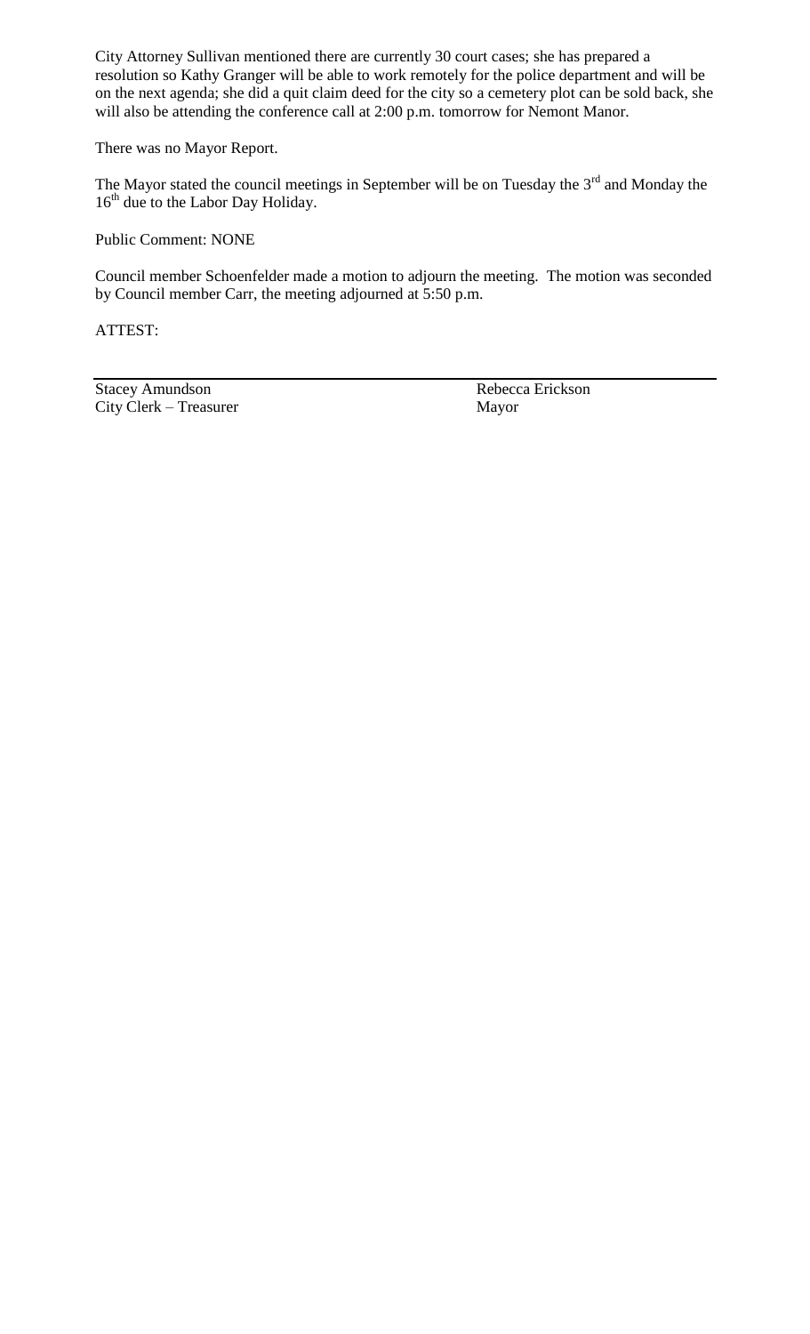City Attorney Sullivan mentioned there are currently 30 court cases; she has prepared a resolution so Kathy Granger will be able to work remotely for the police department and will be on the next agenda; she did a quit claim deed for the city so a cemetery plot can be sold back, she will also be attending the conference call at 2:00 p.m. tomorrow for Nemont Manor.

There was no Mayor Report.

The Mayor stated the council meetings in September will be on Tuesday the 3rd and Monday the 16th due to the Labor Day Holiday.

Public Comment: NONE

Council member Schoenfelder made a motion to adjourn the meeting. The motion was seconded by Council member Carr, the meeting adjourned at 5:50 p.m.

ATTEST:

Stacey Amundson
City Clerk – Treasurer

Rebecca Erickson
Mayor